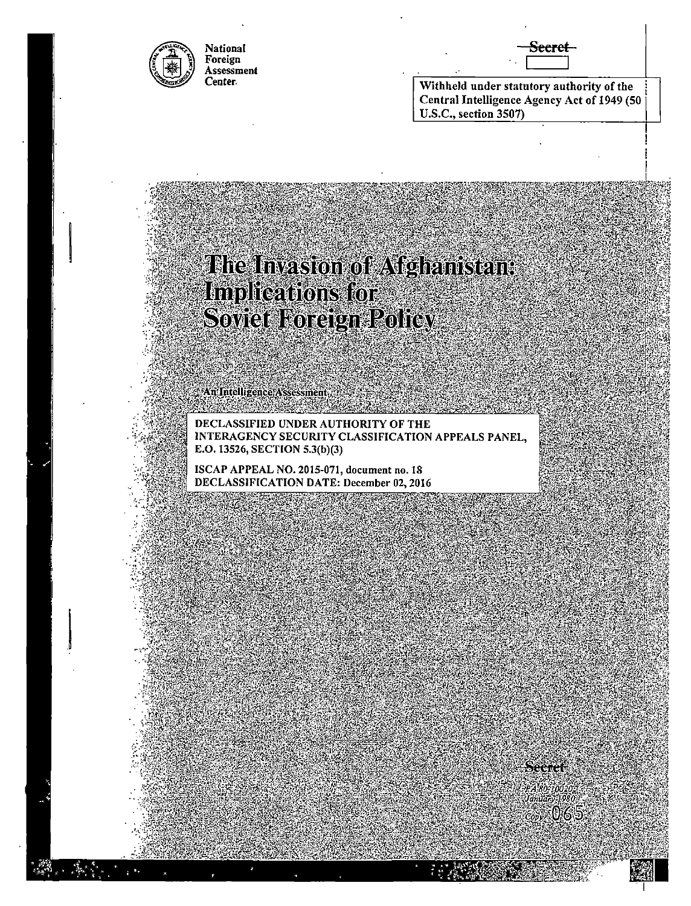National Foreign Assessment Center

~~Secret~~

Withheld under statutory authority of the Central Intelligence Agency Act of 1949 (50 U.S.C., section 3507)

# The Invasion of Afghanistan: Implications for Soviet Foreign Policy

An Intelligence Assessment

DECLASSIFIED UNDER AUTHORITY OF THE INTERAGENCY SECURITY CLASSIFICATION APPEALS PANEL, E.O. 13526, SECTION 5.3(b)(3)

ISCAP APPEAL NO. 2015-071, document no. 18
DECLASSIFICATION DATE: December 02, 2016

Secret

PA 80-10020
January 1980

Copy 065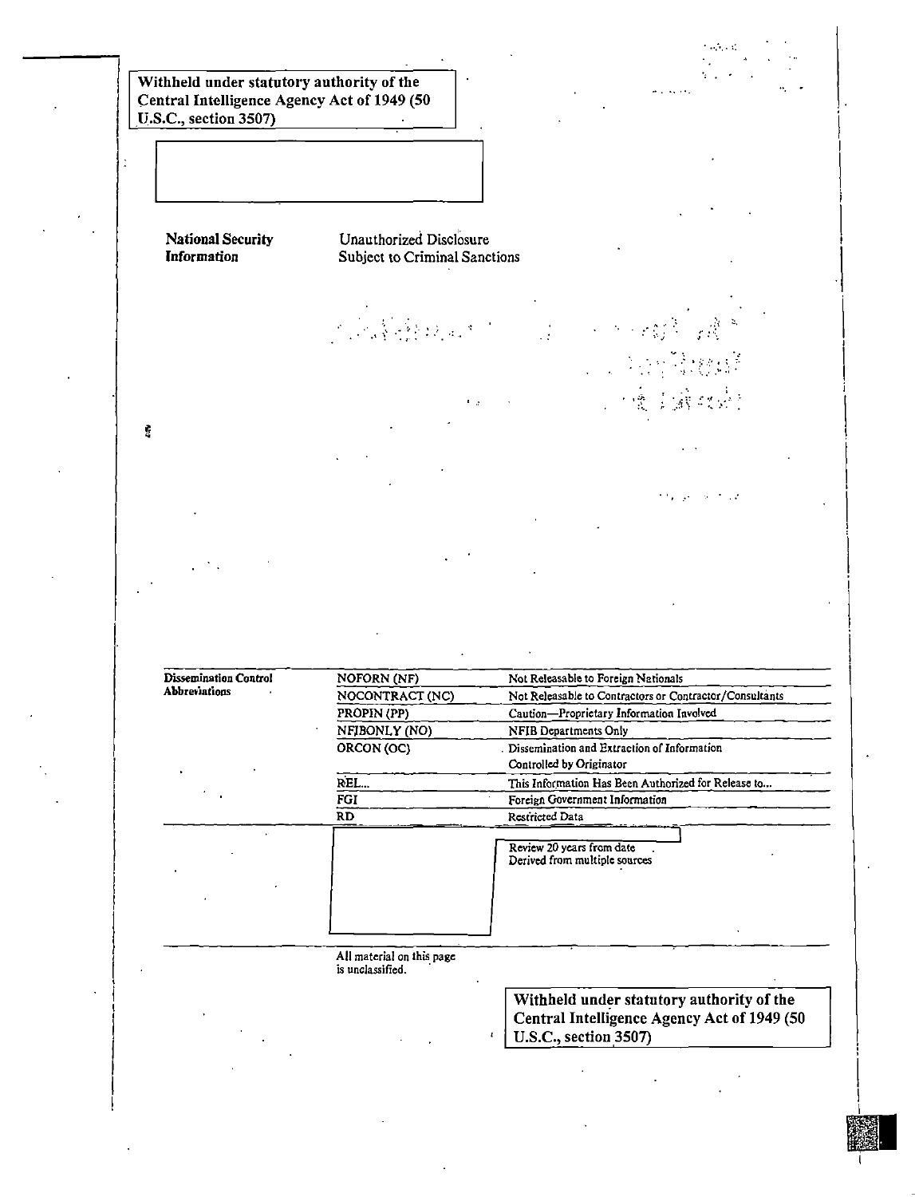Withheld under statutory authority of the Central Intelligence Agency Act of 1949 (50 U.S.C., section 3507)

**National Security Information** Unauthorized Disclosure Subject to Criminal Sanctions

| Dissemination Control Abbreviations | NOFORN (NF) | Not Releasable to Foreign Nationals |
|---|---|---|
| | NOCONTRACT (NC) | Not Releasable to Contractors or Contractor/Consultants |
| | PROPIN (PP) | Caution—Proprietary Information Involved |
| | NFIBONLY (NO) | NFIB Departments Only |
| | ORCON (OC) | Dissemination and Extraction of Information Controlled by Originator |
| | REL... | This Information Has Been Authorized for Release to... |
| | FGI | Foreign Government Information |
| | RD | Restricted Data |

Review 20 years from date
Derived from multiple sources

All material on this page is unclassified.

Withheld under statutory authority of the Central Intelligence Agency Act of 1949 (50 U.S.C., section 3507)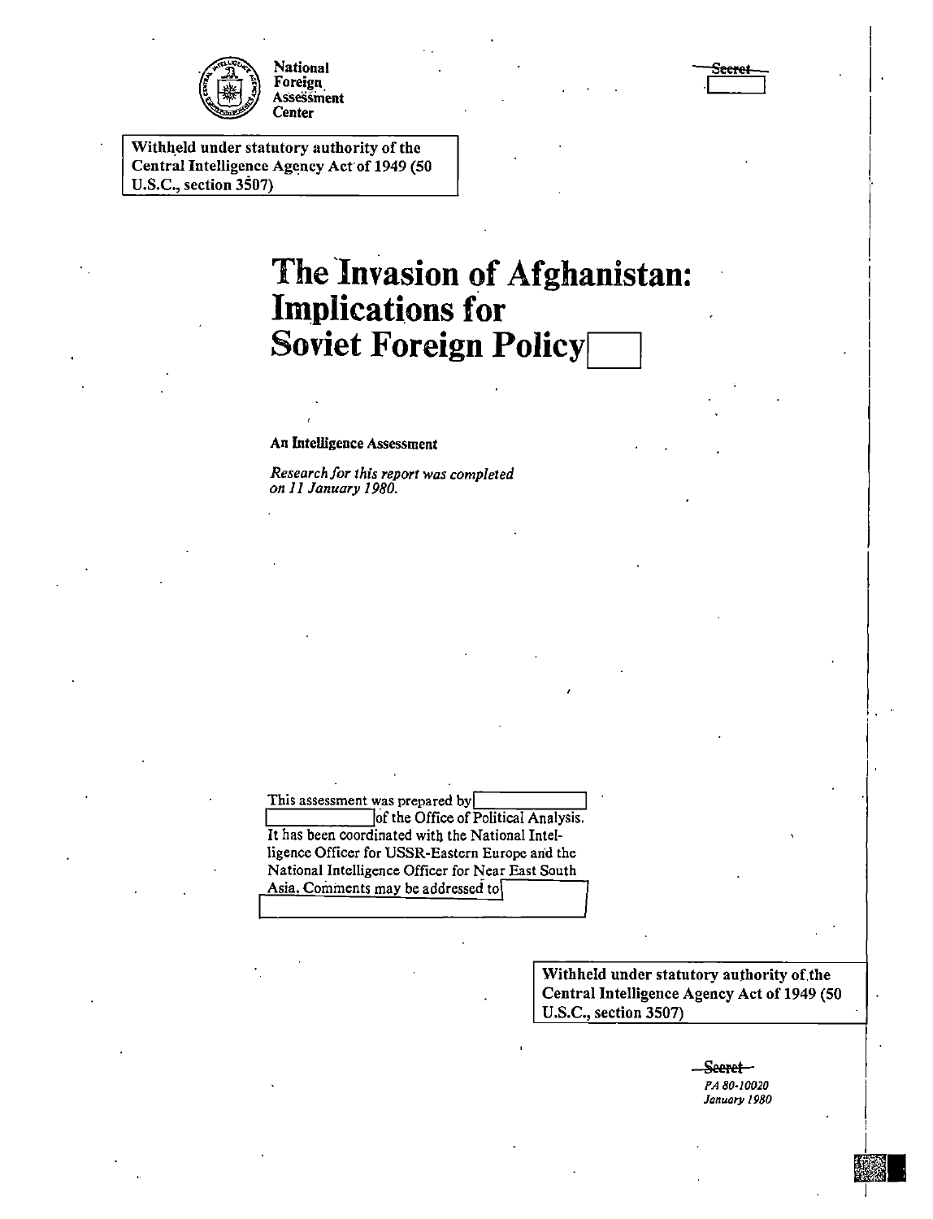National Foreign Assessment Center

~~Secret~~

Withheld under statutory authority of the Central Intelligence Agency Act of 1949 (50 U.S.C., section 3507)

# The Invasion of Afghanistan: Implications for Soviet Foreign Policy

**An Intelligence Assessment**

*Research for this report was completed on 11 January 1980.*

This assessment was prepared by of the Office of Political Analysis. It has been coordinated with the National Intelligence Officer for USSR-Eastern Europe and the National Intelligence Officer for Near East South Asia. Comments may be addressed to

Withheld under statutory authority of the Central Intelligence Agency Act of 1949 (50 U.S.C., section 3507)

~~Secret~~

*PA 80-10020*
*January 1980*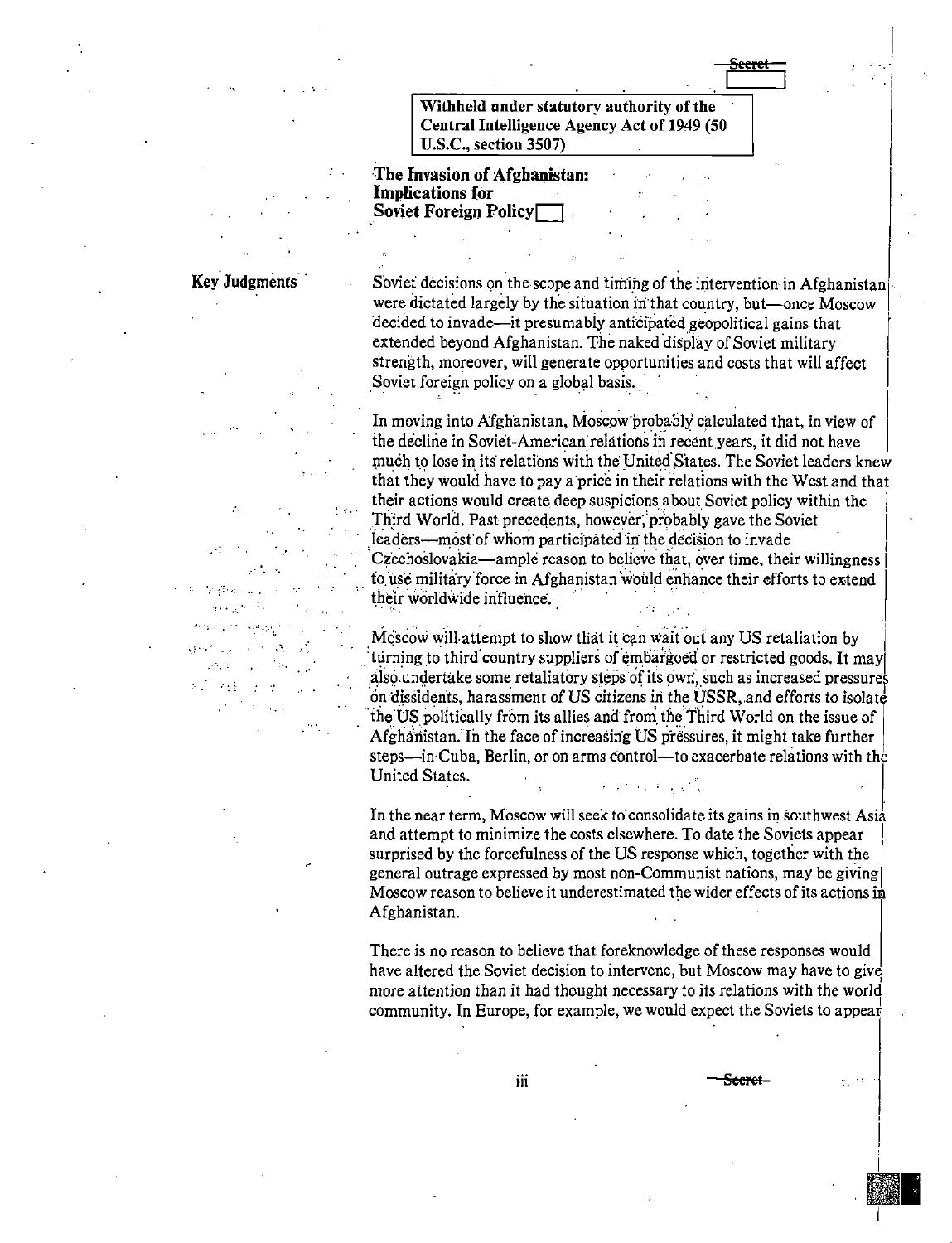Withheld under statutory authority of the Central Intelligence Agency Act of 1949 (50 U.S.C., section 3507)

# The Invasion of Afghanistan: Implications for Soviet Foreign Policy

**Key Judgments**

Soviet decisions on the scope and timing of the intervention in Afghanistan were dictated largely by the situation in that country, but—once Moscow decided to invade—it presumably anticipated geopolitical gains that extended beyond Afghanistan. The naked display of Soviet military strength, moreover, will generate opportunities and costs that will affect Soviet foreign policy on a global basis.

In moving into Afghanistan, Moscow probably calculated that, in view of the decline in Soviet-American relations in recent years, it did not have much to lose in its relations with the United States. The Soviet leaders knew that they would have to pay a price in their relations with the West and that their actions would create deep suspicions about Soviet policy within the Third World. Past precedents, however, probably gave the Soviet leaders—most of whom participated in the decision to invade Czechoslovakia—ample reason to believe that, over time, their willingness to use military force in Afghanistan would enhance their efforts to extend their worldwide influence.

Moscow will attempt to show that it can wait out any US retaliation by turning to third country suppliers of embargoed or restricted goods. It may also undertake some retaliatory steps of its own, such as increased pressures on dissidents, harassment of US citizens in the USSR, and efforts to isolate the US politically from its allies and from the Third World on the issue of Afghanistan. In the face of increasing US pressures, it might take further steps—in Cuba, Berlin, or on arms control—to exacerbate relations with the United States.

In the near term, Moscow will seek to consolidate its gains in southwest Asia and attempt to minimize the costs elsewhere. To date the Soviets appear surprised by the forcefulness of the US response which, together with the general outrage expressed by most non-Communist nations, may be giving Moscow reason to believe it underestimated the wider effects of its actions in Afghanistan.

There is no reason to believe that foreknowledge of these responses would have altered the Soviet decision to intervene, but Moscow may have to give more attention than it had thought necessary to its relations with the world community. In Europe, for example, we would expect the Soviets to appear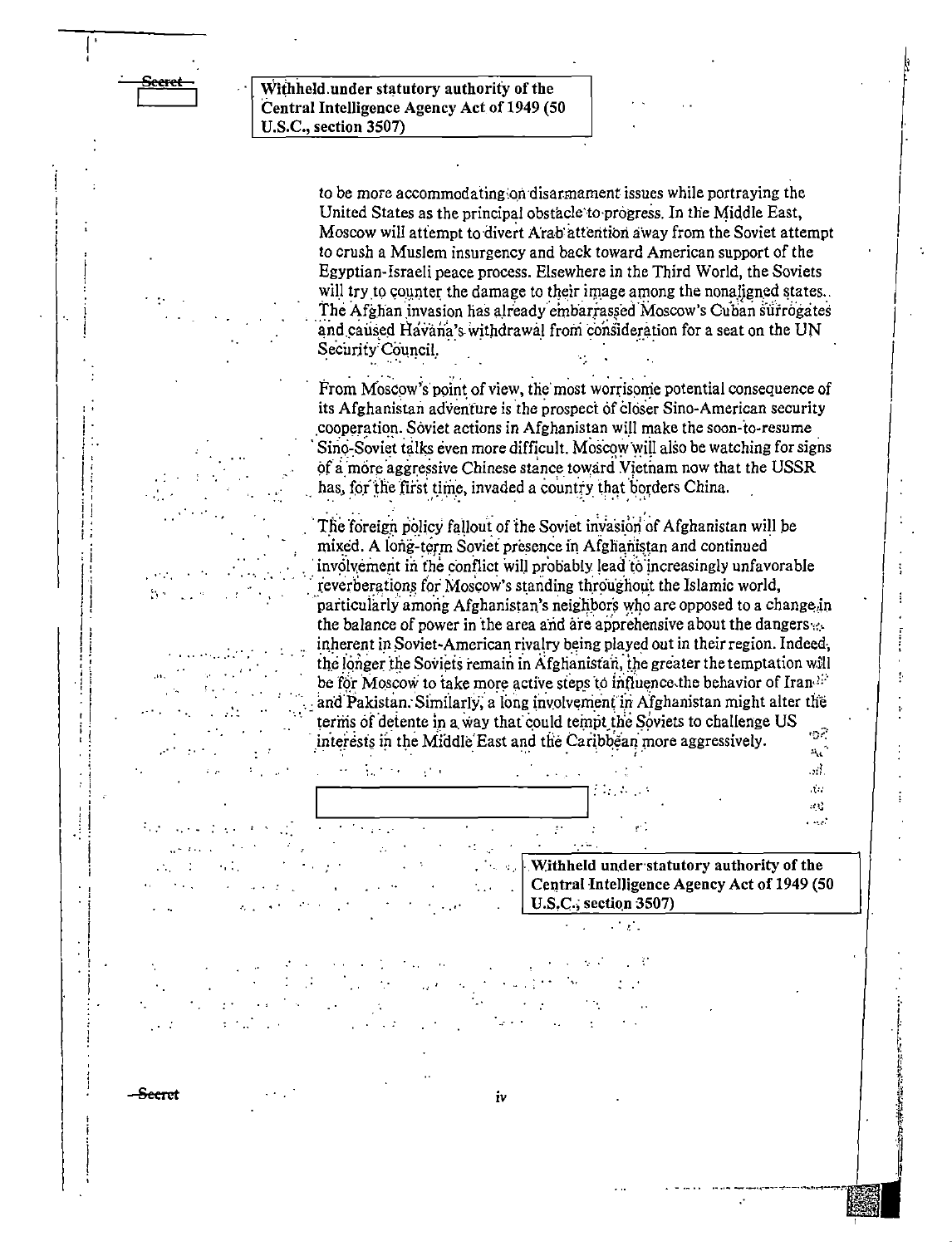Secret

Withheld under statutory authority of the Central Intelligence Agency Act of 1949 (50 U.S.C., section 3507)

to be more accommodating on disarmament issues while portraying the United States as the principal obstacle to progress. In the Middle East, Moscow will attempt to divert Arab attention away from the Soviet attempt to crush a Muslem insurgency and back toward American support of the Egyptian-Israeli peace process. Elsewhere in the Third World, the Soviets will try to counter the damage to their image among the nonaligned states. The Afghan invasion has already embarrassed Moscow's Cuban surrogates and caused Havana's withdrawal from consideration for a seat on the UN Security Council.

From Moscow's point of view, the most worrisome potential consequence of its Afghanistan adventure is the prospect of closer Sino-American security cooperation. Soviet actions in Afghanistan will make the soon-to-resume Sino-Soviet talks even more difficult. Moscow will also be watching for signs of a more aggressive Chinese stance toward Vietnam now that the USSR has, for the first time, invaded a country that borders China.

The foreign policy fallout of the Soviet invasion of Afghanistan will be mixed. A long-term Soviet presence in Afghanistan and continued involvement in the conflict will probably lead to increasingly unfavorable reverberations for Moscow's standing throughout the Islamic world, particularly among Afghanistan's neighbors who are opposed to a change in the balance of power in the area and are apprehensive about the dangers inherent in Soviet-American rivalry being played out in their region. Indeed, the longer the Soviets remain in Afghanistan, the greater the temptation will be for Moscow to take more active steps to influence the behavior of Iran and Pakistan. Similarly, a long involvement in Afghanistan might alter the terms of detente in a way that could tempt the Soviets to challenge US interests in the Middle East and the Caribbean more aggressively.

Withheld under statutory authority of the Central Intelligence Agency Act of 1949 (50 U.S.C., section 3507)

Secret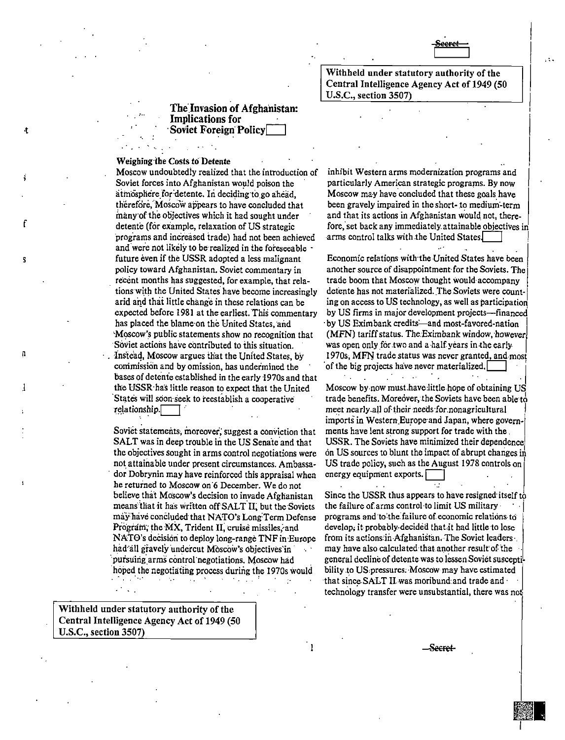Withheld under statutory authority of the Central Intelligence Agency Act of 1949 (50 U.S.C., section 3507)

# The Invasion of Afghanistan: Implications for Soviet Foreign Policy

## Weighing the Costs to Detente

Moscow undoubtedly realized that the introduction of Soviet forces into Afghanistan would poison the atmosphere for detente. In deciding to go ahead, therefore, Moscow appears to have concluded that many of the objectives which it had sought under detente (for example, relaxation of US strategic programs and increased trade) had not been achieved and were not likely to be realized in the foreseeable future even if the USSR adopted a less malignant policy toward Afghanistan. Soviet commentary in recent months has suggested, for example, that relations with the United States have become increasingly arid and that little change in these relations can be expected before 1981 at the earliest. This commentary has placed the blame on the United States, and Moscow's public statements show no recognition that Soviet actions have contributed to this situation. Instead, Moscow argues that the United States, by commission and by omission, has undermined the bases of detente established in the early 1970s and that the USSR has little reason to expect that the United States will soon seek to reestablish a cooperative relationship.

Soviet statements, moreover, suggest a conviction that SALT was in deep trouble in the US Senate and that the objectives sought in arms control negotiations were not attainable under present circumstances. Ambassador Dobrynin may have reinforced this appraisal when he returned to Moscow on 6 December. We do not believe that Moscow's decision to invade Afghanistan means that it has written off SALT II, but the Soviets may have concluded that NATO's Long Term Defense Program, the MX, Trident II, cruise missiles, and NATO's decision to deploy long-range TNF in Europe had all gravely undercut Moscow's objectives in pursuing arms control negotiations. Moscow had hoped the negotiating process during the 1970s would inhibit Western arms modernization programs and particularly American strategic programs. By now Moscow may have concluded that these goals have been gravely impaired in the short- to medium-term and that its actions in Afghanistan would not, therefore, set back any immediately attainable objectives in arms control talks with the United States.

Economic relations with the United States have been another source of disappointment for the Soviets. The trade boom that Moscow thought would accompany detente has not materialized. The Soviets were counting on access to US technology, as well as participation by US firms in major development projects—financed by US Eximbank credits—and most-favored-nation (MFN) tariff status. The Eximbank window, however, was open only for two and a half years in the early 1970s, MFN trade status was never granted, and most of the big projects have never materialized.

Moscow by now must have little hope of obtaining US trade benefits. Moreover, the Soviets have been able to meet nearly all of their needs for nonagricultural imports in Western Europe and Japan, where governments have lent strong support for trade with the USSR. The Soviets have minimized their dependence on US sources to blunt the impact of abrupt changes in US trade policy, such as the August 1978 controls on energy equipment exports.

Since the USSR thus appears to have resigned itself to the failure of arms control to limit US military programs and to the failure of economic relations to develop, it probably decided that it had little to lose from its actions in Afghanistan. The Soviet leaders may have also calculated that another result of the general decline of detente was to lessen Soviet susceptibility to US pressures. Moscow may have estimated that since SALT II was moribund and trade and technology transfer were unsubstantial, there was not

Withheld under statutory authority of the Central Intelligence Agency Act of 1949 (50 U.S.C., section 3507)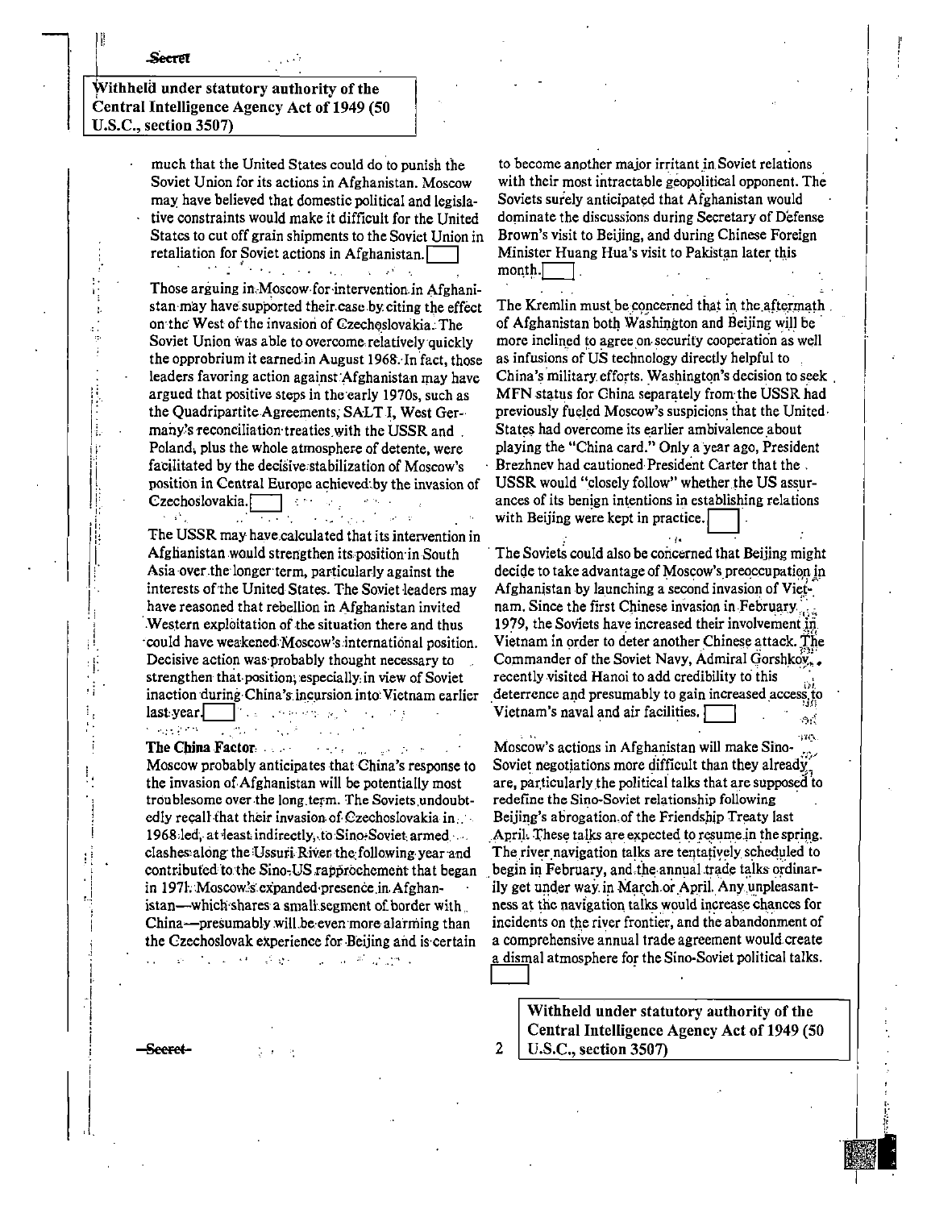Withheld under statutory authority of the Central Intelligence Agency Act of 1949 (50 U.S.C., section 3507)

much that the United States could do to punish the Soviet Union for its actions in Afghanistan. Moscow may have believed that domestic political and legislative constraints would make it difficult for the United States to cut off grain shipments to the Soviet Union in retaliation for Soviet actions in Afghanistan.

Those arguing in Moscow for intervention in Afghanistan may have supported their case by citing the effect on the West of the invasion of Czechoslovakia. The Soviet Union was able to overcome relatively quickly the opprobrium it earned in August 1968. In fact, those leaders favoring action against Afghanistan may have argued that positive steps in the early 1970s, such as the Quadripartite Agreements, SALT I, West Germany's reconciliation treaties with the USSR and Poland, plus the whole atmosphere of detente, were facilitated by the decisive stabilization of Moscow's position in Central Europe achieved by the invasion of Czechoslovakia.

The USSR may have calculated that its intervention in Afghanistan would strengthen its position in South Asia over the longer term, particularly against the interests of the United States. The Soviet leaders may have reasoned that rebellion in Afghanistan invited Western exploitation of the situation there and thus could have weakened Moscow's international position. Decisive action was probably thought necessary to strengthen that position, especially in view of Soviet inaction during China's incursion into Vietnam earlier last year.

**The China Factor**

Moscow probably anticipates that China's response to the invasion of Afghanistan will be potentially most troublesome over the long term. The Soviets undoubtedly recall that their invasion of Czechoslovakia in 1968 led, at least indirectly, to Sino-Soviet armed clashes along the Ussuri River the following year and contributed to the Sino-US rapprochement that began in 1971. Moscow's expanded presence in Afghanistan—which shares a small segment of border with China—presumably will be even more alarming than the Czechoslovak experience for Beijing and is certain to become another major irritant in Soviet relations with their most intractable geopolitical opponent. The Soviets surely anticipated that Afghanistan would dominate the discussions during Secretary of Defense Brown's visit to Beijing, and during Chinese Foreign Minister Huang Hua's visit to Pakistan later this month.

The Kremlin must be concerned that in the aftermath of Afghanistan both Washington and Beijing will be more inclined to agree on security cooperation as well as infusions of US technology directly helpful to China's military efforts. Washington's decision to seek MFN status for China separately from the USSR had previously fueled Moscow's suspicions that the United States had overcome its earlier ambivalence about playing the "China card." Only a year ago, President Brezhnev had cautioned President Carter that the USSR would "closely follow" whether the US assurances of its benign intentions in establishing relations with Beijing were kept in practice.

The Soviets could also be concerned that Beijing might decide to take advantage of Moscow's preoccupation in Afghanistan by launching a second invasion of Vietnam. Since the first Chinese invasion in February 1979, the Soviets have increased their involvement in Vietnam in order to deter another Chinese attack. The Commander of the Soviet Navy, Admiral Gorshkov, recently visited Hanoi to add credibility to this deterrence and presumably to gain increased access to Vietnam's naval and air facilities.

Moscow's actions in Afghanistan will make Sino-Soviet negotiations more difficult than they already are, particularly the political talks that are supposed to redefine the Sino-Soviet relationship following Beijing's abrogation of the Friendship Treaty last April. These talks are expected to resume in the spring. The river navigation talks are tentatively scheduled to begin in February, and the annual trade talks ordinarily get under way in March or April. Any unpleasantness at the navigation talks would increase chances for incidents on the river frontier, and the abandonment of a comprehensive annual trade agreement would create a dismal atmosphere for the Sino-Soviet political talks.

Withheld under statutory authority of the Central Intelligence Agency Act of 1949 (50 U.S.C., section 3507)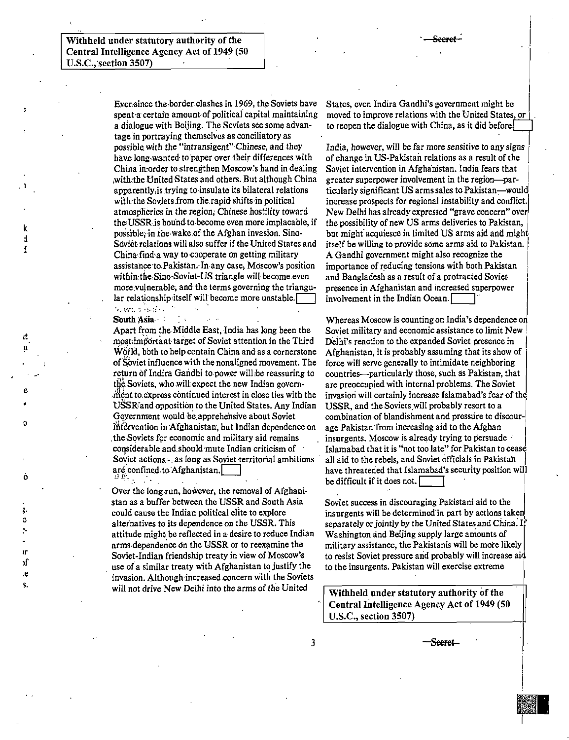Withheld under statutory authority of the Central Intelligence Agency Act of 1949 (50 U.S.C., section 3507)

Secret

Ever since the border clashes in 1969, the Soviets have spent a certain amount of political capital maintaining a dialogue with Beijing. The Soviets see some advantage in portraying themselves as conciliatory as possible with the "intransigent" Chinese, and they have long wanted to paper over their differences with China in order to strengthen Moscow's hand in dealing with the United States and others. But although China apparently is trying to insulate its bilateral relations with the Soviets from the rapid shifts in political atmospherics in the region, Chinese hostility toward the USSR is bound to become even more implacable, if possible, in the wake of the Afghan invasion. Sino-Soviet relations will also suffer if the United States and China find a way to cooperate on getting military assistance to Pakistan. In any case, Moscow's position within the Sino-Soviet-US triangle will become even more vulnerable, and the terms governing the triangular relationship itself will become more unstable.

**South Asia**

Apart from the Middle East, India has long been the most important target of Soviet attention in the Third World, both to help contain China and as a cornerstone of Soviet influence with the nonaligned movement. The return of Indira Gandhi to power will be reassuring to the Soviets, who will expect the new Indian government to express continued interest in close ties with the USSR and opposition to the United States. Any Indian Government would be apprehensive about Soviet intervention in Afghanistan, but Indian dependence on the Soviets for economic and military aid remains considerable and should mute Indian criticism of Soviet actions—as long as Soviet territorial ambitions are confined to Afghanistan.

Over the long run, however, the removal of Afghanistan as a buffer between the USSR and South Asia could cause the Indian political elite to explore alternatives to its dependence on the USSR. This attitude might be reflected in a desire to reduce Indian arms dependence on the USSR or to reexamine the Soviet-Indian friendship treaty in view of Moscow's use of a similar treaty with Afghanistan to justify the invasion. Although increased concern with the Soviets will not drive New Delhi into the arms of the United States, even Indira Gandhi's government might be moved to improve relations with the United States, or to reopen the dialogue with China, as it did before.

India, however, will be far more sensitive to any signs of change in US-Pakistan relations as a result of the Soviet intervention in Afghanistan. India fears that greater superpower involvement in the region—particularly significant US arms sales to Pakistan—would increase prospects for regional instability and conflict. New Delhi has already expressed "grave concern" over the possibility of new US arms deliveries to Pakistan, but might acquiesce in limited US arms aid and might itself be willing to provide some arms aid to Pakistan. A Gandhi government might also recognize the importance of reducing tensions with both Pakistan and Bangladesh as a result of a protracted Soviet presence in Afghanistan and increased superpower involvement in the Indian Ocean.

Whereas Moscow is counting on India's dependence on Soviet military and economic assistance to limit New Delhi's reaction to the expanded Soviet presence in Afghanistan, it is probably assuming that its show of force will serve generally to intimidate neighboring countries—particularly those, such as Pakistan, that are preoccupied with internal problems. The Soviet invasion will certainly increase Islamabad's fear of the USSR, and the Soviets will probably resort to a combination of blandishment and pressure to discourage Pakistan from increasing aid to the Afghan insurgents. Moscow is already trying to persuade Islamabad that it is "not too late" for Pakistan to cease all aid to the rebels, and Soviet officials in Pakistan have threatened that Islamabad's security position will be difficult if it does not.

Soviet success in discouraging Pakistani aid to the insurgents will be determined in part by actions taken separately or jointly by the United States and China. If Washington and Beijing supply large amounts of military assistance, the Pakistanis will be more likely to resist Soviet pressure and probably will increase aid to the insurgents. Pakistan will exercise extreme

Withheld under statutory authority of the Central Intelligence Agency Act of 1949 (50 U.S.C., section 3507)

Secret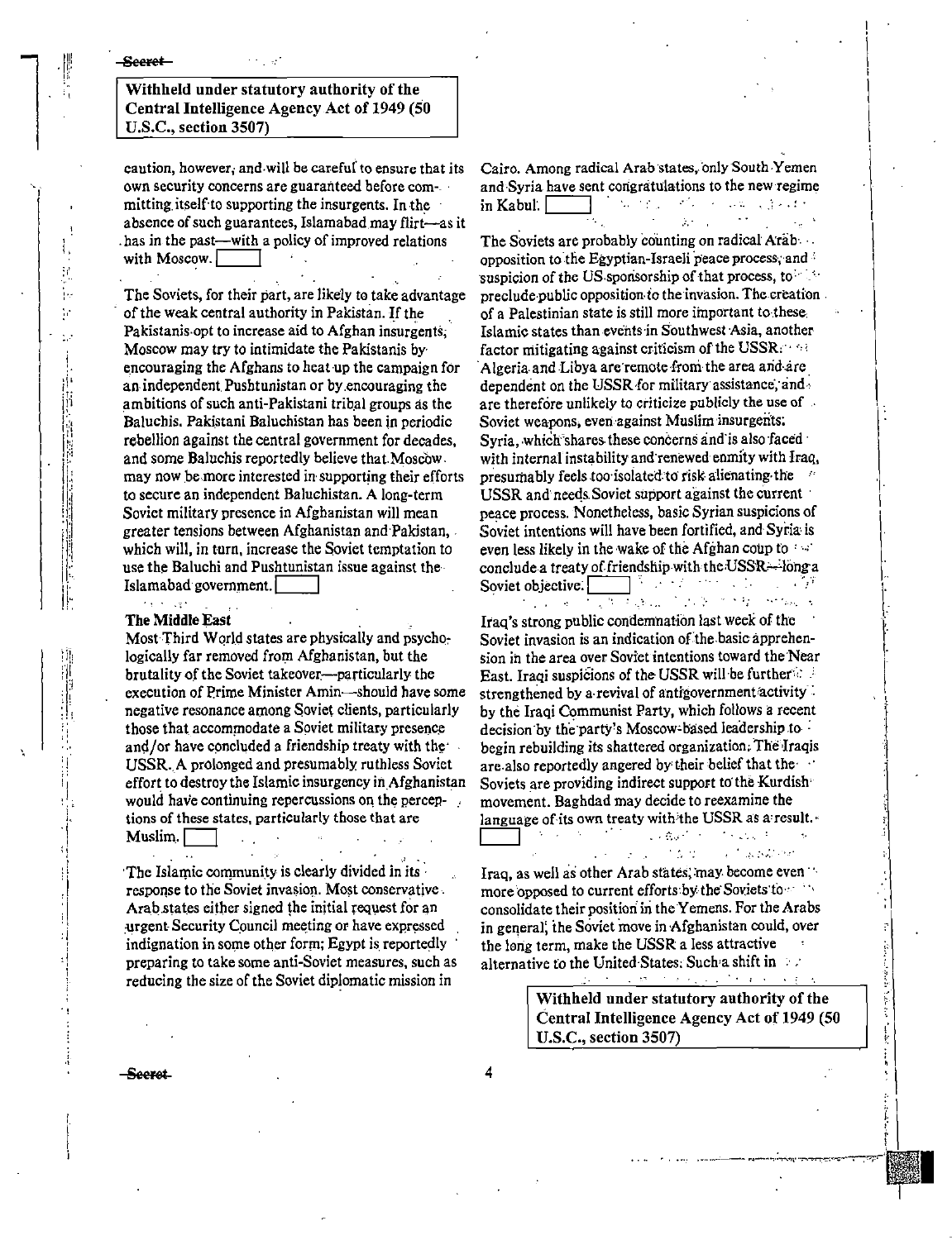Withheld under statutory authority of the Central Intelligence Agency Act of 1949 (50 U.S.C., section 3507)

caution, however, and will be careful to ensure that its own security concerns are guaranteed before committing itself to supporting the insurgents. In the absence of such guarantees, Islamabad may flirt—as it has in the past—with a policy of improved relations with Moscow. [ ]

The Soviets, for their part, are likely to take advantage of the weak central authority in Pakistan. If the Pakistanis opt to increase aid to Afghan insurgents, Moscow may try to intimidate the Pakistanis by encouraging the Afghans to heat up the campaign for an independent Pushtunistan or by encouraging the ambitions of such anti-Pakistani tribal groups as the Baluchis. Pakistani Baluchistan has been in periodic rebellion against the central government for decades, and some Baluchis reportedly believe that Moscow may now be more interested in supporting their efforts to secure an independent Baluchistan. A long-term Soviet military presence in Afghanistan will mean greater tensions between Afghanistan and Pakistan, which will, in turn, increase the Soviet temptation to use the Baluchi and Pushtunistan issue against the Islamabad government. [ ]

### The Middle East

Most Third World states are physically and psychologically far removed from Afghanistan, but the brutality of the Soviet takeover—particularly the execution of Prime Minister Amin—should have some negative resonance among Soviet clients, particularly those that accommodate a Soviet military presence and/or have concluded a friendship treaty with the USSR. A prolonged and presumably ruthless Soviet effort to destroy the Islamic insurgency in Afghanistan would have continuing repercussions on the perceptions of these states, particularly those that are Muslim. [ ]

The Islamic community is clearly divided in its response to the Soviet invasion. Most conservative Arab states either signed the initial request for an urgent Security Council meeting or have expressed indignation in some other form; Egypt is reportedly preparing to take some anti-Soviet measures, such as reducing the size of the Soviet diplomatic mission in Cairo. Among radical Arab states, only South Yemen and Syria have sent congratulations to the new regime in Kabul. [ ]

The Soviets are probably counting on radical Arab opposition to the Egyptian-Israeli peace process, and suspicion of the US sponsorship of that process, to preclude public opposition to the invasion. The creation of a Palestinian state is still more important to these Islamic states than events in Southwest Asia, another factor mitigating against criticism of the USSR. Algeria and Libya are remote from the area and are dependent on the USSR for military assistance, and are therefore unlikely to criticize publicly the use of Soviet weapons, even against Muslim insurgents. Syria, which shares these concerns and is also faced with internal instability and renewed enmity with Iraq, presumably feels too isolated to risk alienating the USSR and needs Soviet support against the current peace process. Nonetheless, basic Syrian suspicions of Soviet intentions will have been fortified, and Syria is even less likely in the wake of the Afghan coup to conclude a treaty of friendship with the USSR—long a Soviet objective. [ ]

Iraq's strong public condemnation last week of the Soviet invasion is an indication of the basic apprehension in the area over Soviet intentions toward the Near East. Iraqi suspicions of the USSR will be further strengthened by a revival of antigovernment activity by the Iraqi Communist Party, which follows a recent decision by the party's Moscow-based leadership to begin rebuilding its shattered organization. The Iraqis are also reportedly angered by their belief that the Soviets are providing indirect support to the Kurdish movement. Baghdad may decide to reexamine the language of its own treaty with the USSR as a result. [ ]

Iraq, as well as other Arab states, may become even more opposed to current efforts by the Soviets to consolidate their position in the Yemens. For the Arabs in general, the Soviet move in Afghanistan could, over the long term, make the USSR a less attractive alternative to the United States. Such a shift in

Withheld under statutory authority of the Central Intelligence Agency Act of 1949 (50 U.S.C., section 3507)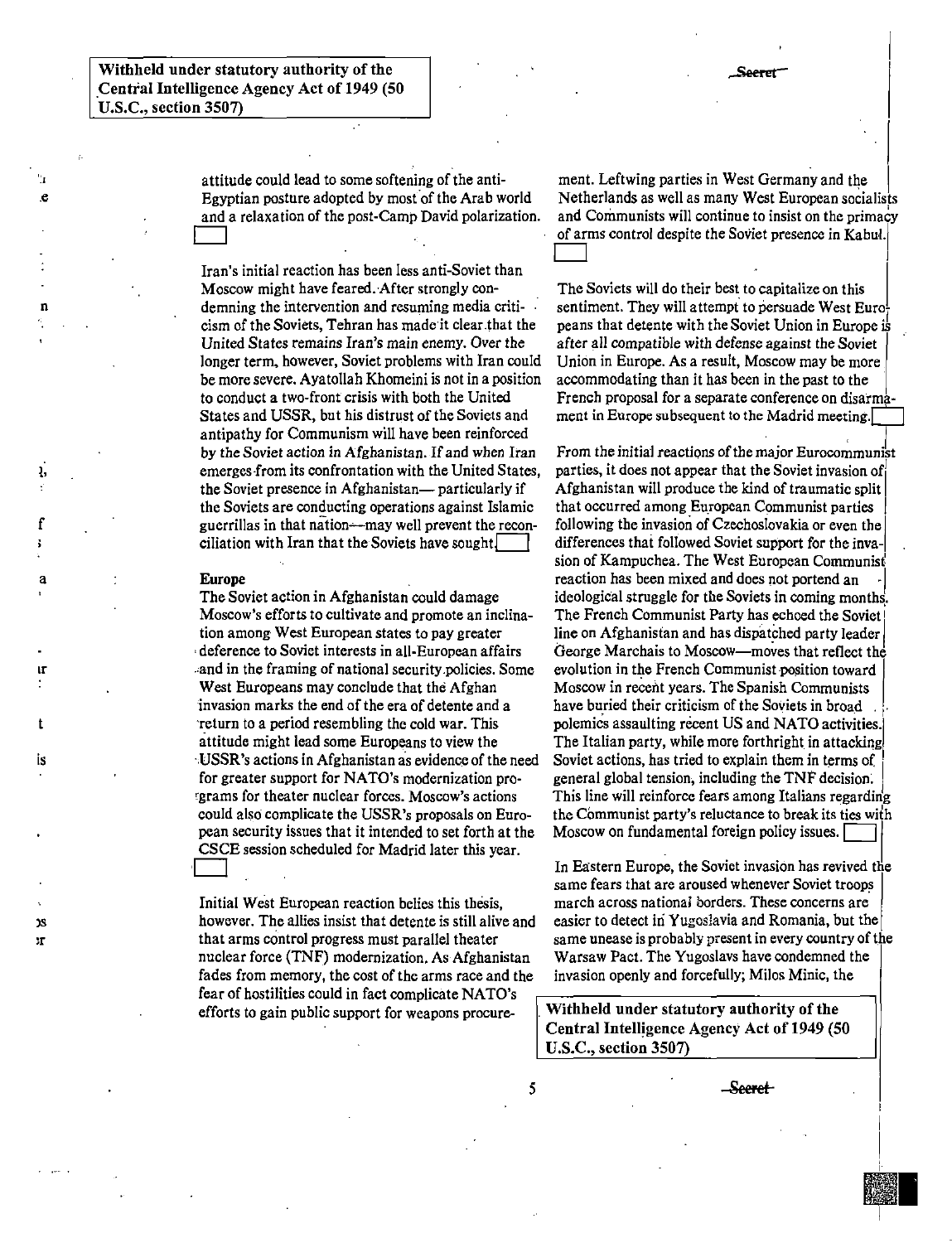Withheld under statutory authority of the Central Intelligence Agency Act of 1949 (50 U.S.C., section 3507)

Secret

attitude could lead to some softening of the anti-Egyptian posture adopted by most of the Arab world and a relaxation of the post-Camp David polarization.

Iran's initial reaction has been less anti-Soviet than Moscow might have feared. After strongly condemning the intervention and resuming media criticism of the Soviets, Tehran has made it clear that the United States remains Iran's main enemy. Over the longer term, however, Soviet problems with Iran could be more severe. Ayatollah Khomeini is not in a position to conduct a two-front crisis with both the United States and USSR, but his distrust of the Soviets and antipathy for Communism will have been reinforced by the Soviet action in Afghanistan. If and when Iran emerges from its confrontation with the United States, the Soviet presence in Afghanistan— particularly if the Soviets are conducting operations against Islamic guerrillas in that nation—may well prevent the reconciliation with Iran that the Soviets have sought.

**Europe**

The Soviet action in Afghanistan could damage Moscow's efforts to cultivate and promote an inclination among West European states to pay greater deference to Soviet interests in all-European affairs and in the framing of national security policies. Some West Europeans may conclude that the Afghan invasion marks the end of the era of detente and a return to a period resembling the cold war. This attitude might lead some Europeans to view the USSR's actions in Afghanistan as evidence of the need for greater support for NATO's modernization programs for theater nuclear forces. Moscow's actions could also complicate the USSR's proposals on European security issues that it intended to set forth at the CSCE session scheduled for Madrid later this year.

Initial West European reaction belies this thesis, however. The allies insist that detente is still alive and that arms control progress must parallel theater nuclear force (TNF) modernization. As Afghanistan fades from memory, the cost of the arms race and the fear of hostilities could in fact complicate NATO's efforts to gain public support for weapons procurement. Leftwing parties in West Germany and the Netherlands as well as many West European socialists and Communists will continue to insist on the primacy of arms control despite the Soviet presence in Kabul.

The Soviets will do their best to capitalize on this sentiment. They will attempt to persuade West Europeans that detente with the Soviet Union in Europe is after all compatible with defense against the Soviet Union in Europe. As a result, Moscow may be more accommodating than it has been in the past to the French proposal for a separate conference on disarmament in Europe subsequent to the Madrid meeting.

From the initial reactions of the major Eurocommunist parties, it does not appear that the Soviet invasion of Afghanistan will produce the kind of traumatic split that occurred among European Communist parties following the invasion of Czechoslovakia or even the differences that followed Soviet support for the invasion of Kampuchea. The West European Communist reaction has been mixed and does not portend an ideological struggle for the Soviets in coming months. The French Communist Party has echoed the Soviet line on Afghanistan and has dispatched party leader George Marchais to Moscow—moves that reflect the evolution in the French Communist position toward Moscow in recent years. The Spanish Communists have buried their criticism of the Soviets in broad polemics assaulting recent US and NATO activities. The Italian party, while more forthright in attacking Soviet actions, has tried to explain them in terms of general global tension, including the TNF decision. This line will reinforce fears among Italians regarding the Communist party's reluctance to break its ties with Moscow on fundamental foreign policy issues.

In Eastern Europe, the Soviet invasion has revived the same fears that are aroused whenever Soviet troops march across national borders. These concerns are easier to detect in Yugoslavia and Romania, but the same unease is probably present in every country of the Warsaw Pact. The Yugoslavs have condemned the invasion openly and forcefully; Milos Minic, the

Withheld under statutory authority of the Central Intelligence Agency Act of 1949 (50 U.S.C., section 3507)

Secret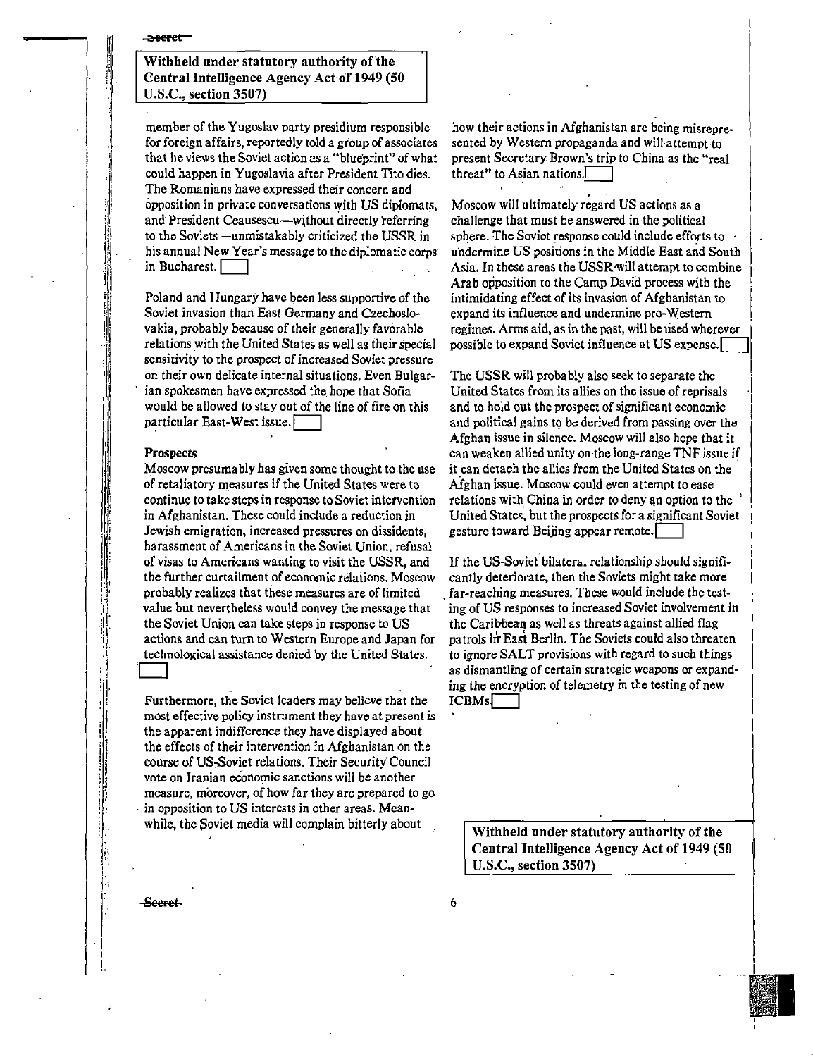Withheld under statutory authority of the Central Intelligence Agency Act of 1949 (50 U.S.C., section 3507)

member of the Yugoslav party presidium responsible for foreign affairs, reportedly told a group of associates that he views the Soviet action as a "blueprint" of what could happen in Yugoslavia after President Tito dies. The Romanians have expressed their concern and opposition in private conversations with US diplomats, and President Ceausescu—without directly referring to the Soviets—unmistakably criticized the USSR in his annual New Year's message to the diplomatic corps in Bucharest.

Poland and Hungary have been less supportive of the Soviet invasion than East Germany and Czechoslovakia, probably because of their generally favorable relations with the United States as well as their special sensitivity to the prospect of increased Soviet pressure on their own delicate internal situations. Even Bulgarian spokesmen have expressed the hope that Sofia would be allowed to stay out of the line of fire on this particular East-West issue.

**Prospects**

Moscow presumably has given some thought to the use of retaliatory measures if the United States were to continue to take steps in response to Soviet intervention in Afghanistan. These could include a reduction in Jewish emigration, increased pressures on dissidents, harassment of Americans in the Soviet Union, refusal of visas to Americans wanting to visit the USSR, and the further curtailment of economic relations. Moscow probably realizes that these measures are of limited value but nevertheless would convey the message that the Soviet Union can take steps in response to US actions and can turn to Western Europe and Japan for technological assistance denied by the United States.

Furthermore, the Soviet leaders may believe that the most effective policy instrument they have at present is the apparent indifference they have displayed about the effects of their intervention in Afghanistan on the course of US-Soviet relations. Their Security Council vote on Iranian economic sanctions will be another measure, moreover, of how far they are prepared to go in opposition to US interests in other areas. Meanwhile, the Soviet media will complain bitterly about how their actions in Afghanistan are being misrepresented by Western propaganda and will attempt to present Secretary Brown's trip to China as the "real threat" to Asian nations.

Moscow will ultimately regard US actions as a challenge that must be answered in the political sphere. The Soviet response could include efforts to undermine US positions in the Middle East and South Asia. In these areas the USSR will attempt to combine Arab opposition to the Camp David process with the intimidating effect of its invasion of Afghanistan to expand its influence and undermine pro-Western regimes. Arms aid, as in the past, will be used wherever possible to expand Soviet influence at US expense.

The USSR will probably also seek to separate the United States from its allies on the issue of reprisals and to hold out the prospect of significant economic and political gains to be derived from passing over the Afghan issue in silence. Moscow will also hope that it can weaken allied unity on the long-range TNF issue if it can detach the allies from the United States on the Afghan issue. Moscow could even attempt to ease relations with China in order to deny an option to the United States, but the prospects for a significant Soviet gesture toward Beijing appear remote.

If the US-Soviet bilateral relationship should significantly deteriorate, then the Soviets might take more far-reaching measures. These would include the testing of US responses to increased Soviet involvement in the Caribbean as well as threats against allied flag patrols in East Berlin. The Soviets could also threaten to ignore SALT provisions with regard to such things as dismantling of certain strategic weapons or expanding the encryption of telemetry in the testing of new ICBMs.

Withheld under statutory authority of the Central Intelligence Agency Act of 1949 (50 U.S.C., section 3507)